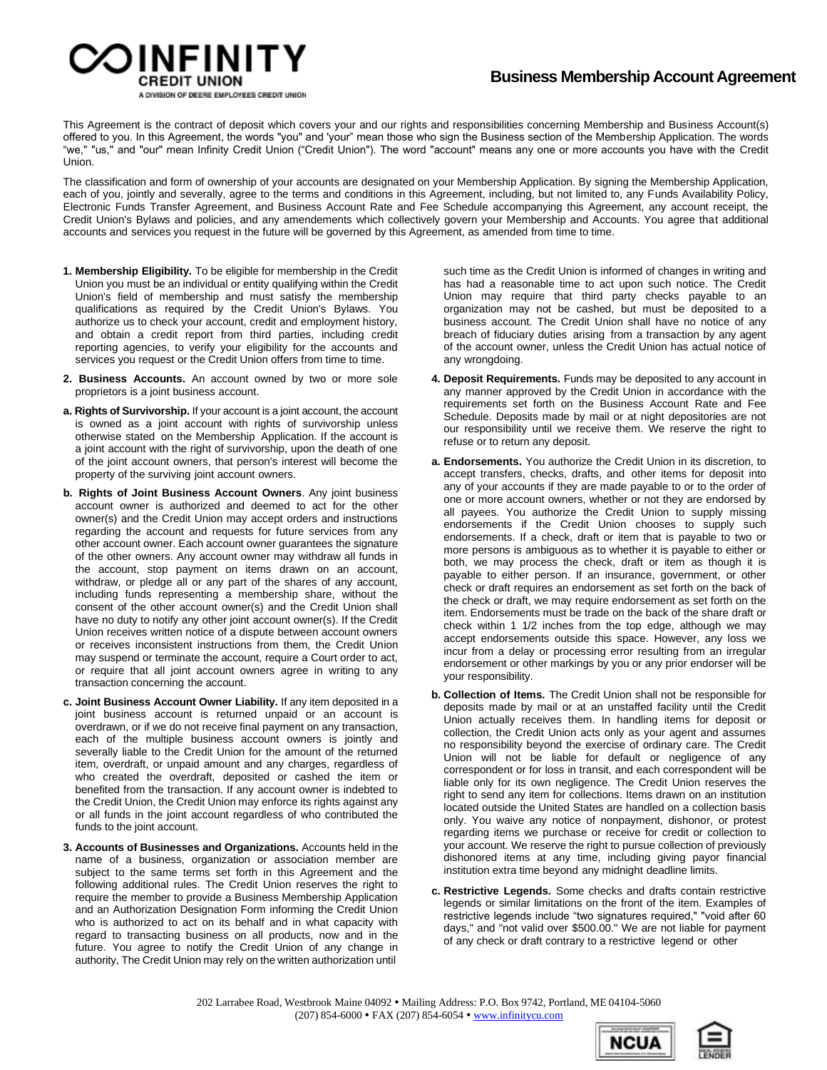# INFINITY CREDIT UNION

A DIVISION OF DEERE EMPLOYEES CREDIT UNION

## Business Membership Account Agreement

This Agreement is the contract of deposit which covers your and our rights and responsibilities concerning Membership and Business Account(s) offered to you. In this Agreement, the words "you" and 'your" mean those who sign the Business section of the Membership Application. The words "we," "us," and "our" mean Infinity Credit Union ("Credit Union"). The word "account" means any one or more accounts you have with the Credit Union.

The classification and form of ownership of your accounts are designated on your Membership Application. By signing the Membership Application, each of you, jointly and severally, agree to the terms and conditions in this Agreement, including, but not limited to, any Funds Availability Policy, Electronic Funds Transfer Agreement, and Business Account Rate and Fee Schedule accompanying this Agreement, any account receipt, the Credit Union's Bylaws and policies, and any amendements which collectively govern your Membership and Accounts. You agree that additional accounts and services you request in the future will be governed by this Agreement, as amended from time to time.

**1. Membership Eligibility.** To be eligible for membership in the Credit Union you must be an individual or entity qualifying within the Credit Union's field of membership and must satisfy the membership qualifications as required by the Credit Union's Bylaws. You authorize us to check your account, credit and employment history, and obtain a credit report from third parties, including credit reporting agencies, to verify your eligibility for the accounts and services you request or the Credit Union offers from time to time.

**2. Business Accounts.** An account owned by two or more sole proprietors is a joint business account.

**a. Rights of Survivorship.** If your account is a joint account, the account is owned as a joint account with rights of survivorship unless otherwise stated on the Membership Application. If the account is a joint account with the right of survivorship, upon the death of one of the joint account owners, that person's interest will become the property of the surviving joint account owners.

**b. Rights of Joint Business Account Owners**. Any joint business account owner is authorized and deemed to act for the other owner(s) and the Credit Union may accept orders and instructions regarding the account and requests for future services from any other account owner. Each account owner guarantees the signature of the other owners. Any account owner may withdraw all funds in the account, stop payment on items drawn on an account, withdraw, or pledge all or any part of the shares of any account, including funds representing a membership share, without the consent of the other account owner(s) and the Credit Union shall have no duty to notify any other joint account owner(s). If the Credit Union receives written notice of a dispute between account owners or receives inconsistent instructions from them, the Credit Union may suspend or terminate the account, require a Court order to act, or require that all joint account owners agree in writing to any transaction concerning the account.

**c. Joint Business Account Owner Liability.** If any item deposited in a joint business account is returned unpaid or an account is overdrawn, or if we do not receive final payment on any transaction, each of the multiple business account owners is jointly and severally liable to the Credit Union for the amount of the returned item, overdraft, or unpaid amount and any charges, regardless of who created the overdraft, deposited or cashed the item or benefited from the transaction. If any account owner is indebted to the Credit Union, the Credit Union may enforce its rights against any or all funds in the joint account regardless of who contributed the funds to the joint account.

**3. Accounts of Businesses and Organizations.** Accounts held in the name of a business, organization or association member are subject to the same terms set forth in this Agreement and the following additional rules. The Credit Union reserves the right to require the member to provide a Business Membership Application and an Authorization Designation Form informing the Credit Union who is authorized to act on its behalf and in what capacity with regard to transacting business on all products, now and in the future. You agree to notify the Credit Union of any change in authority, The Credit Union may rely on the written authorization until such time as the Credit Union is informed of changes in writing and has had a reasonable time to act upon such notice. The Credit Union may require that third party checks payable to an organization may not be cashed, but must be deposited to a business account. The Credit Union shall have no notice of any breach of fiduciary duties arising from a transaction by any agent of the account owner, unless the Credit Union has actual notice of any wrongdoing.

**4. Deposit Requirements.** Funds may be deposited to any account in any manner approved by the Credit Union in accordance with the requirements set forth on the Business Account Rate and Fee Schedule. Deposits made by mail or at night depositories are not our responsibility until we receive them. We reserve the right to refuse or to return any deposit.

**a. Endorsements.** You authorize the Credit Union in its discretion, to accept transfers, checks, drafts, and other items for deposit into any of your accounts if they are made payable to or to the order of one or more account owners, whether or not they are endorsed by all payees. You authorize the Credit Union to supply missing endorsements if the Credit Union chooses to supply such endorsements. If a check, draft or item that is payable to two or more persons is ambiguous as to whether it is payable to either or both, we may process the check, draft or item as though it is payable to either person. If an insurance, government, or other check or draft requires an endorsement as set forth on the back of the check or draft, we may require endorsement as set forth on the item. Endorsements must be made on the back of the share draft or check within 1 1/2 inches from the top edge, although we may accept endorsements outside this space. However, any loss we incur from a delay or processing error resulting from an irregular endorsement or other markings by you or any prior endorser will be your responsibility.

**b. Collection of Items.** The Credit Union shall not be responsible for deposits made by mail or at an unstaffed facility until the Credit Union actually receives them. In handling items for deposit or collection, the Credit Union acts only as your agent and assumes no responsibility beyond the exercise of ordinary care. The Credit Union will not be liable for default or negligence of any correspondent or for loss in transit, and each correspondent will be liable only for its own negligence. The Credit Union reserves the right to send any item for collections. Items drawn on an institution located outside the United States are handled on a collection basis only. You waive any notice of nonpayment, dishonor, or protest regarding items we purchase or receive for credit or collection to your account. We reserve the right to pursue collection of previously dishonored items at any time, including giving payor financial institution extra time beyond any midnight deadline limits.

**c. Restrictive Legends.** Some checks and drafts contain restrictive legends or similar limitations on the front of the item. Examples of restrictive legends include "two signatures required," "void after 60 days," and "not valid over $500.00." We are not liable for payment of any check or draft contrary to a restrictive legend or other

202 Larrabee Road, Westbrook Maine 04092 • Mailing Address: P.O. Box 9742, Portland, ME 04104-5060
(207) 854-6000 • FAX (207) 854-6054 • www.infinitycu.com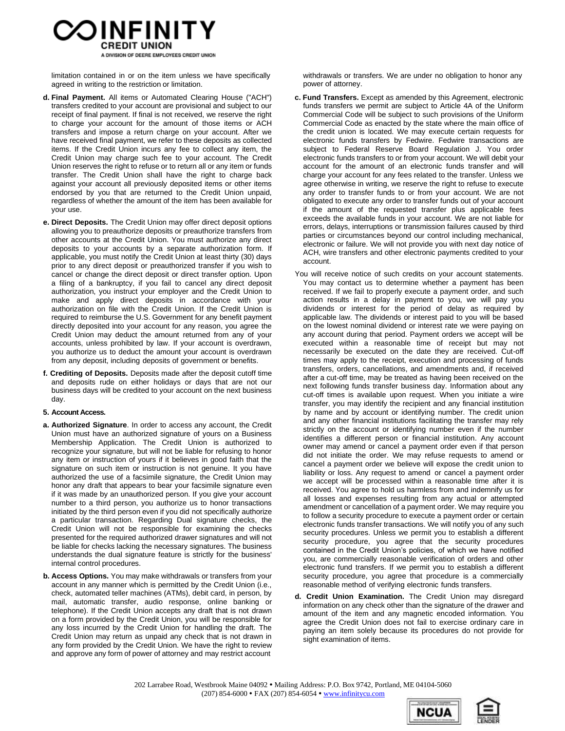limitation contained in or on the item unless we have specifically agreed in writing to the restriction or limitation.

**d. Final Payment.** All items or Automated Clearing House ("ACH") transfers credited to your account are provisional and subject to our receipt of final payment. If final is not received, we reserve the right to charge your account for the amount of those items or ACH transfers and impose a return charge on your account. After we have received final payment, we refer to these deposits as collected items. If the Credit Union incurs any fee to collect any item, the Credit Union may charge such fee to your account. The Credit Union reserves the right to refuse or to return all or any item or funds transfer. The Credit Union shall have the right to charge back against your account all previously deposited items or other items endorsed by you that are returned to the Credit Union unpaid, regardless of whether the amount of the item has been available for your use.

**e. Direct Deposits.** The Credit Union may offer direct deposit options allowing you to preauthorize deposits or preauthorize transfers from other accounts at the Credit Union. You must authorize any direct deposits to your accounts by a separate authorization form. If applicable, you must notify the Credit Union at least thirty (30) days prior to any direct deposit or preauthorized transfer if you wish to cancel or change the direct deposit or direct transfer option. Upon a filing of a bankruptcy, if you fail to cancel any direct deposit authorization, you instruct your employer and the Credit Union to make and apply direct deposits in accordance with your authorization on file with the Credit Union. If the Credit Union is required to reimburse the U.S. Government for any benefit payment directly deposited into your account for any reason, you agree the Credit Union may deduct the amount returned from any of your accounts, unless prohibited by law. If your account is overdrawn, you authorize us to deduct the amount your account is overdrawn from any deposit, including deposits of government or benefits.

**f. Crediting of Deposits.** Deposits made after the deposit cutoff time and deposits rude on either holidays or days that are not our business days will be credited to your account on the next business day.

**5. Account Access.**

**a. Authorized Signature**. In order to access any account, the Credit Union must have an authorized signature of yours on a Business Membership Application. The Credit Union is authorized to recognize your signature, but will not be liable for refusing to honor any item or instruction of yours if it believes in good faith that the signature on such item or instruction is not genuine. It you have authorized the use of a facsimile signature, the Credit Union may honor any draft that appears to bear your facsimile signature even if it was made by an unauthorized person. If you give your account number to a third person, you authorize us to honor transactions initiated by the third person even if you did not specifically authorize a particular transaction. Regarding Dual signature checks, the Credit Union will not be responsible for examining the checks presented for the required authorized drawer signatures and will not be liable for checks lacking the necessary signatures. The business understands the dual signature feature is strictly for the business' internal control procedures.

**b. Access Options.** You may make withdrawals or transfers from your account in any manner which is permitted by the Credit Union (i.e., check, automated teller machines (ATMs), debit card, in person, by mail, automatic transfer, audio response, online banking or telephone). If the Credit Union accepts any draft that is not drawn on a form provided by the Credit Union, you will be responsible for any loss incurred by the Credit Union for handling the draft. The Credit Union may return as unpaid any check that is not drawn in any form provided by the Credit Union. We have the right to review and approve any form of power of attorney and may restrict account withdrawals or transfers. We are under no obligation to honor any power of attorney.

**c. Fund Transfers.** Except as amended by this Agreement, electronic funds transfers we permit are subject to Article 4A of the Uniform Commercial Code will be subject to such provisions of the Uniform Commercial Code as enacted by the state where the main office of the credit union is located. We may execute certain requests for electronic funds transfers by Fedwire. Fedwire transactions are subject to Federal Reserve Board Regulation J. You order electronic funds transfers to or from your account. We will debit your account for the amount of an electronic funds transfer and will charge your account for any fees related to the transfer. Unless we agree otherwise in writing, we reserve the right to refuse to execute any order to transfer funds to or from your account. We are not obligated to execute any order to transfer funds out of your account if the amount of the requested transfer plus applicable fees exceeds the available funds in your account. We are not liable for errors, delays, interruptions or transmission failures caused by third parties or circumstances beyond our control including mechanical, electronic or failure. We will not provide you with next day notice of ACH, wire transfers and other electronic payments credited to your account.

You will receive notice of such credits on your account statements. You may contact us to determine whether a payment has been received. If we fail to properly execute a payment order, and such action results in a delay in payment to you, we will pay you dividends or interest for the period of delay as required by applicable law. The dividends or interest paid to you will be based on the lowest nominal dividend or interest rate we were paying on any account during that period. Payment orders we accept will be executed within a reasonable time of receipt but may not necessarily be executed on the date they are received. Cut-off times may apply to the receipt, execution and processing of funds transfers, orders, cancellations, and amendments and, if received after a cut-off time, may be treated as having been received on the next following funds transfer business day. Information about any cut-off times is available upon request. When you initiate a wire transfer, you may identify the recipient and any financial institution by name and by account or identifying number. The credit union and any other financial institutions facilitating the transfer may rely strictly on the account or identifying number even if the number identifies a different person or financial institution. Any account owner may amend or cancel a payment order even if that person did not initiate the order. We may refuse requests to amend or cancel a payment order we believe will expose the credit union to liability or loss. Any request to amend or cancel a payment order we accept will be processed within a reasonable time after it is received. You agree to hold us harmless from and indemnify us for all losses and expenses resulting from any actual or attempted amendment or cancellation of a payment order. We may require you to follow a security procedure to execute a payment order or certain electronic funds transfer transactions. We will notify you of any such security procedures. Unless we permit you to establish a different security procedure, you agree that the security procedures contained in the Credit Union's policies, of which we have notified you, are commercially reasonable verification of orders and other electronic fund transfers. If we permit you to establish a different security procedure, you agree that procedure is a commercially reasonable method of verifying electronic funds transfers.

**d. Credit Union Examination.** The Credit Union may disregard information on any check other than the signature of the drawer and amount of the item and any magnetic encoded information. You agree the Credit Union does not fail to exercise ordinary care in paying an item solely because its procedures do not provide for sight examination of items.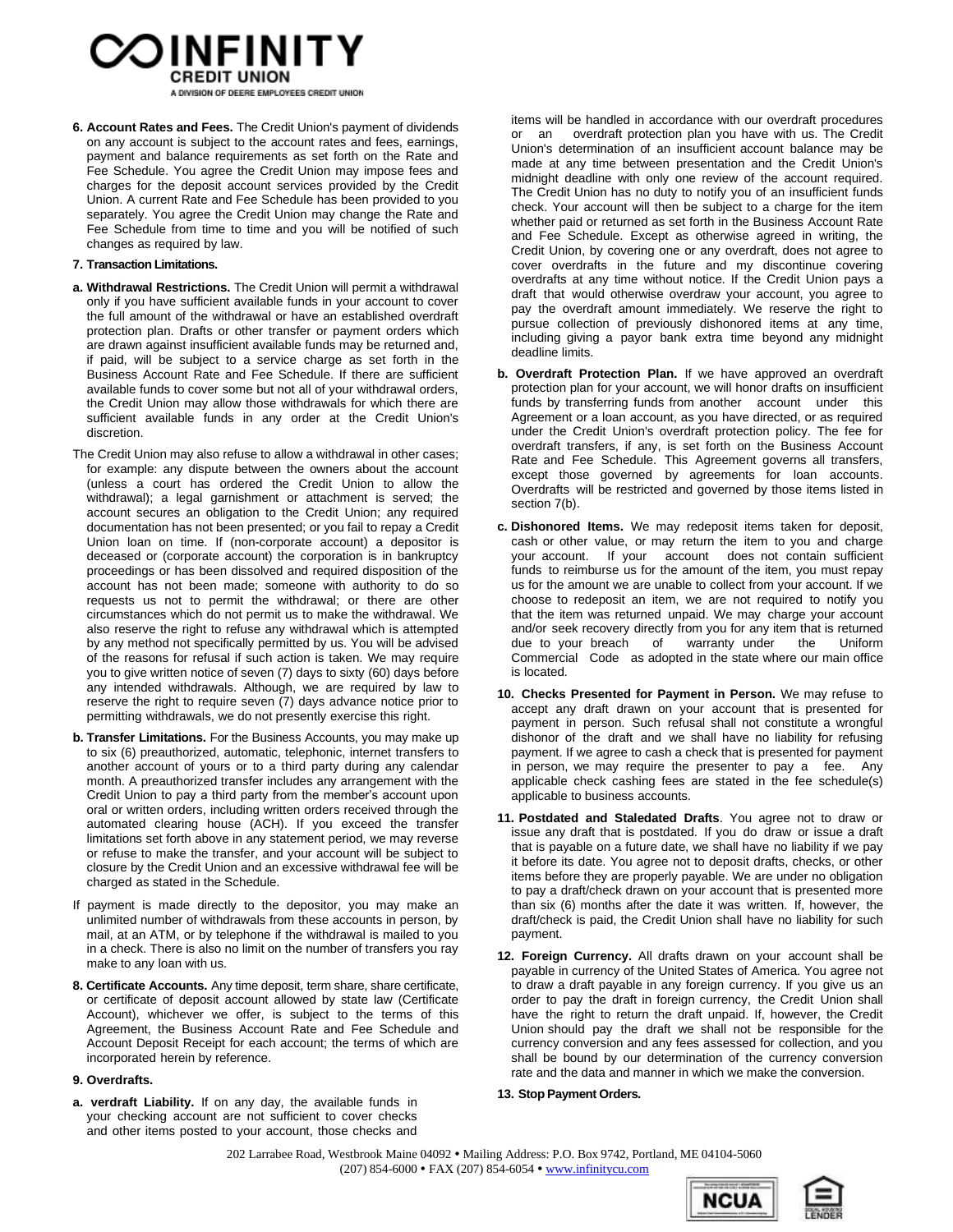**6. Account Rates and Fees.** The Credit Union's payment of dividends on any account is subject to the account rates and fees, earnings, payment and balance requirements as set forth on the Rate and Fee Schedule. You agree the Credit Union may impose fees and charges for the deposit account services provided by the Credit Union. A current Rate and Fee Schedule has been provided to you separately. You agree the Credit Union may change the Rate and Fee Schedule from time to time and you will be notified of such changes as required by law.

**7. Transaction Limitations.**

**a. Withdrawal Restrictions.** The Credit Union will permit a withdrawal only if you have sufficient available funds in your account to cover the full amount of the withdrawal or have an established overdraft protection plan. Drafts or other transfer or payment orders which are drawn against insufficient available funds may be returned and, if paid, will be subject to a service charge as set forth in the Business Account Rate and Fee Schedule. If there are sufficient available funds to cover some but not all of your withdrawal orders, the Credit Union may allow those withdrawals for which there are sufficient available funds in any order at the Credit Union's discretion.

The Credit Union may also refuse to allow a withdrawal in other cases; for example: any dispute between the owners about the account (unless a court has ordered the Credit Union to allow the withdrawal); a legal garnishment or attachment is served; the account secures an obligation to the Credit Union; any required documentation has not been presented; or you fail to repay a Credit Union loan on time. If (non-corporate account) a depositor is deceased or (corporate account) the corporation is in bankruptcy proceedings or has been dissolved and required disposition of the account has not been made; someone with authority to do so requests us not to permit the withdrawal; or there are other circumstances which do not permit us to make the withdrawal. We also reserve the right to refuse any withdrawal which is attempted by any method not specifically permitted by us. You will be advised of the reasons for refusal if such action is taken. We may require you to give written notice of seven (7) days to sixty (60) days before any intended withdrawals. Although, we are required by law to reserve the right to require seven (7) days advance notice prior to permitting withdrawals, we do not presently exercise this right.

**b. Transfer Limitations.** For the Business Accounts, you may make up to six (6) preauthorized, automatic, telephonic, internet transfers to another account of yours or to a third party during any calendar month. A preauthorized transfer includes any arrangement with the Credit Union to pay a third party from the member's account upon oral or written orders, including written orders received through the automated clearing house (ACH). If you exceed the transfer limitations set forth above in any statement period, we may reverse or refuse to make the transfer, and your account will be subject to closure by the Credit Union and an excessive withdrawal fee will be charged as stated in the Schedule.

If payment is made directly to the depositor, you may make an unlimited number of withdrawals from these accounts in person, by mail, at an ATM, or by telephone if the withdrawal is mailed to you in a check. There is also no limit on the number of transfers you ray make to any loan with us.

**8. Certificate Accounts.** Any time deposit, term share, share certificate, or certificate of deposit account allowed by state law (Certificate Account), whichever we offer, is subject to the terms of this Agreement, the Business Account Rate and Fee Schedule and Account Deposit Receipt for each account; the terms of which are incorporated herein by reference.

**9. Overdrafts.**

**a. verdraft Liability.** If on any day, the available funds in your checking account are not sufficient to cover checks and other items posted to your account, those checks and items will be handled in accordance with our overdraft procedures or an overdraft protection plan you have with us. The Credit Union's determination of an insufficient account balance may be made at any time between presentation and the Credit Union's midnight deadline with only one review of the account required. The Credit Union has no duty to notify you of an insufficient funds check. Your account will then be subject to a charge for the item whether paid or returned as set forth in the Business Account Rate and Fee Schedule. Except as otherwise agreed in writing, the Credit Union, by covering one or any overdraft, does not agree to cover overdrafts in the future and my discontinue covering overdrafts at any time without notice. If the Credit Union pays a draft that would otherwise overdraw your account, you agree to pay the overdraft amount immediately. We reserve the right to pursue collection of previously dishonored items at any time, including giving a payor bank extra time beyond any midnight deadline limits.

**b. Overdraft Protection Plan.** If we have approved an overdraft protection plan for your account, we will honor drafts on insufficient funds by transferring funds from another account under this Agreement or a loan account, as you have directed, or as required under the Credit Union's overdraft protection policy. The fee for overdraft transfers, if any, is set forth on the Business Account Rate and Fee Schedule. This Agreement governs all transfers, except those governed by agreements for loan accounts. Overdrafts will be restricted and governed by those items listed in section 7(b).

**c. Dishonored Items.** We may redeposit items taken for deposit, cash or other value, or may return the item to you and charge your account. If your account does not contain sufficient funds to reimburse us for the amount of the item, you must repay us for the amount we are unable to collect from your account. If we choose to redeposit an item, we are not required to notify you that the item was returned unpaid. We may charge your account and/or seek recovery directly from you for any item that is returned due to your breach of warranty under the Uniform Commercial Code as adopted in the state where our main office is located.

**10. Checks Presented for Payment in Person.** We may refuse to accept any draft drawn on your account that is presented for payment in person. Such refusal shall not constitute a wrongful dishonor of the draft and we shall have no liability for refusing payment. If we agree to cash a check that is presented for payment in person, we may require the presenter to pay a fee. Any applicable check cashing fees are stated in the fee schedule(s) applicable to business accounts.

**11. Postdated and Staledated Drafts**. You agree not to draw or issue any draft that is postdated. If you do draw or issue a draft that is payable on a future date, we shall have no liability if we pay it before its date. You agree not to deposit drafts, checks, or other items before they are properly payable. We are under no obligation to pay a draft/check drawn on your account that is presented more than six (6) months after the date it was written. If, however, the draft/check is paid, the Credit Union shall have no liability for such payment.

**12. Foreign Currency.** All drafts drawn on your account shall be payable in currency of the United States of America. You agree not to draw a draft payable in any foreign currency. If you give us an order to pay the draft in foreign currency, the Credit Union shall have the right to return the draft unpaid. If, however, the Credit Union should pay the draft we shall not be responsible for the currency conversion and any fees assessed for collection, and you shall be bound by our determination of the currency conversion rate and the data and manner in which we make the conversion.

**13. Stop Payment Orders.**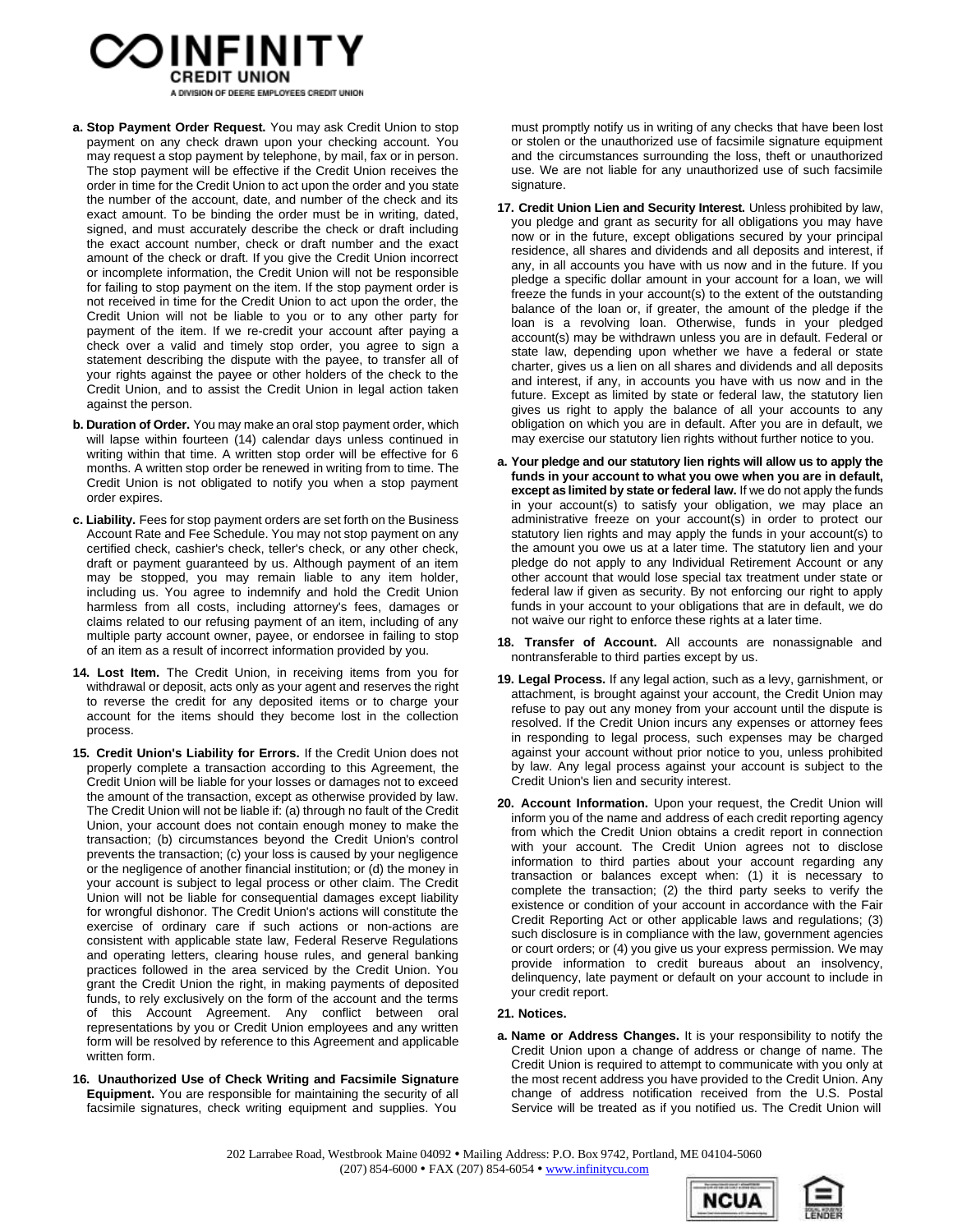**a. Stop Payment Order Request.** You may ask Credit Union to stop payment on any check drawn upon your checking account. You may request a stop payment by telephone, by mail, fax or in person. The stop payment will be effective if the Credit Union receives the order in time for the Credit Union to act upon the order and you state the number of the account, date, and number of the check and its exact amount. To be binding the order must be in writing, dated, signed, and must accurately describe the check or draft including the exact account number, check or draft number and the exact amount of the check or draft. If you give the Credit Union incorrect or incomplete information, the Credit Union will not be responsible for failing to stop payment on the item. If the stop payment order is not received in time for the Credit Union to act upon the order, the Credit Union will not be liable to you or to any other party for payment of the item. If we re-credit your account after paying a check over a valid and timely stop order, you agree to sign a statement describing the dispute with the payee, to transfer all of your rights against the payee or other holders of the check to the Credit Union, and to assist the Credit Union in legal action taken against the person.

**b. Duration of Order.** You may make an oral stop payment order, which will lapse within fourteen (14) calendar days unless continued in writing within that time. A written stop order will be effective for 6 months. A written stop order be renewed in writing from to time. The Credit Union is not obligated to notify you when a stop payment order expires.

**c. Liability.** Fees for stop payment orders are set forth on the Business Account Rate and Fee Schedule. You may not stop payment on any certified check, cashier's check, teller's check, or any other check, draft or payment guaranteed by us. Although payment of an item may be stopped, you may remain liable to any item holder, including us. You agree to indemnify and hold the Credit Union harmless from all costs, including attorney's fees, damages or claims related to our refusing payment of an item, including of any multiple party account owner, payee, or endorsee in failing to stop of an item as a result of incorrect information provided by you.

**14. Lost Item.** The Credit Union, in receiving items from you for withdrawal or deposit, acts only as your agent and reserves the right to reverse the credit for any deposited items or to charge your account for the items should they become lost in the collection process.

**15. Credit Union's Liability for Errors.** If the Credit Union does not properly complete a transaction according to this Agreement, the Credit Union will be liable for your losses or damages not to exceed the amount of the transaction, except as otherwise provided by law. The Credit Union will not be liable if: (a) through no fault of the Credit Union, your account does not contain enough money to make the transaction; (b) circumstances beyond the Credit Union's control prevents the transaction; (c) your loss is caused by your negligence or the negligence of another financial institution; or (d) the money in your account is subject to legal process or other claim. The Credit Union will not be liable for consequential damages except liability for wrongful dishonor. The Credit Union's actions will constitute the exercise of ordinary care if such actions or non-actions are consistent with applicable state law, Federal Reserve Regulations and operating letters, clearing house rules, and general banking practices followed in the area serviced by the Credit Union. You grant the Credit Union the right, in making payments of deposited funds, to rely exclusively on the form of the account and the terms of this Account Agreement. Any conflict between oral representations by you or Credit Union employees and any written form will be resolved by reference to this Agreement and applicable written form.

**16. Unauthorized Use of Check Writing and Facsimile Signature Equipment.** You are responsible for maintaining the security of all facsimile signatures, check writing equipment and supplies. You must promptly notify us in writing of any checks that have been lost or stolen or the unauthorized use of facsimile signature equipment and the circumstances surrounding the loss, theft or unauthorized use. We are not liable for any unauthorized use of such facsimile signature.

**17. Credit Union Lien and Security Interest.** Unless prohibited by law, you pledge and grant as security for all obligations you may have now or in the future, except obligations secured by your principal residence, all shares and dividends and all deposits and interest, if any, in all accounts you have with us now and in the future. If you pledge a specific dollar amount in your account for a loan, we will freeze the funds in your account(s) to the extent of the outstanding balance of the loan or, if greater, the amount of the pledge if the loan is a revolving loan. Otherwise, funds in your pledged account(s) may be withdrawn unless you are in default. Federal or state law, depending upon whether we have a federal or state charter, gives us a lien on all shares and dividends and all deposits and interest, if any, in accounts you have with us now and in the future. Except as limited by state or federal law, the statutory lien gives us right to apply the balance of all your accounts to any obligation on which you are in default. After you are in default, we may exercise our statutory lien rights without further notice to you.

**a. Your pledge and our statutory lien rights will allow us to apply the funds in your account to what you owe when you are in default, except as limited by state or federal law.** If we do not apply the funds in your account(s) to satisfy your obligation, we may place an administrative freeze on your account(s) in order to protect our statutory lien rights and may apply the funds in your account(s) to the amount you owe us at a later time. The statutory lien and your pledge do not apply to any Individual Retirement Account or any other account that would lose special tax treatment under state or federal law if given as security. By not enforcing our right to apply funds in your account to your obligations that are in default, we do not waive our right to enforce these rights at a later time.

**18. Transfer of Account.** All accounts are nonassignable and nontransferable to third parties except by us.

**19. Legal Process.** If any legal action, such as a levy, garnishment, or attachment, is brought against your account, the Credit Union may refuse to pay out any money from your account until the dispute is resolved. If the Credit Union incurs any expenses or attorney fees in responding to legal process, such expenses may be charged against your account without prior notice to you, unless prohibited by law. Any legal process against your account is subject to the Credit Union's lien and security interest.

**20. Account Information.** Upon your request, the Credit Union will inform you of the name and address of each credit reporting agency from which the Credit Union obtains a credit report in connection with your account. The Credit Union agrees not to disclose information to third parties about your account regarding any transaction or balances except when: (1) it is necessary to complete the transaction; (2) the third party seeks to verify the existence or condition of your account in accordance with the Fair Credit Reporting Act or other applicable laws and regulations; (3) such disclosure is in compliance with the law, government agencies or court orders; or (4) you give us your express permission. We may provide information to credit bureaus about an insolvency, delinquency, late payment or default on your account to include in your credit report.

**21. Notices.**

**a. Name or Address Changes.** It is your responsibility to notify the Credit Union upon a change of address or change of name. The Credit Union is required to attempt to communicate with you only at the most recent address you have provided to the Credit Union. Any change of address notification received from the U.S. Postal Service will be treated as if you notified us. The Credit Union will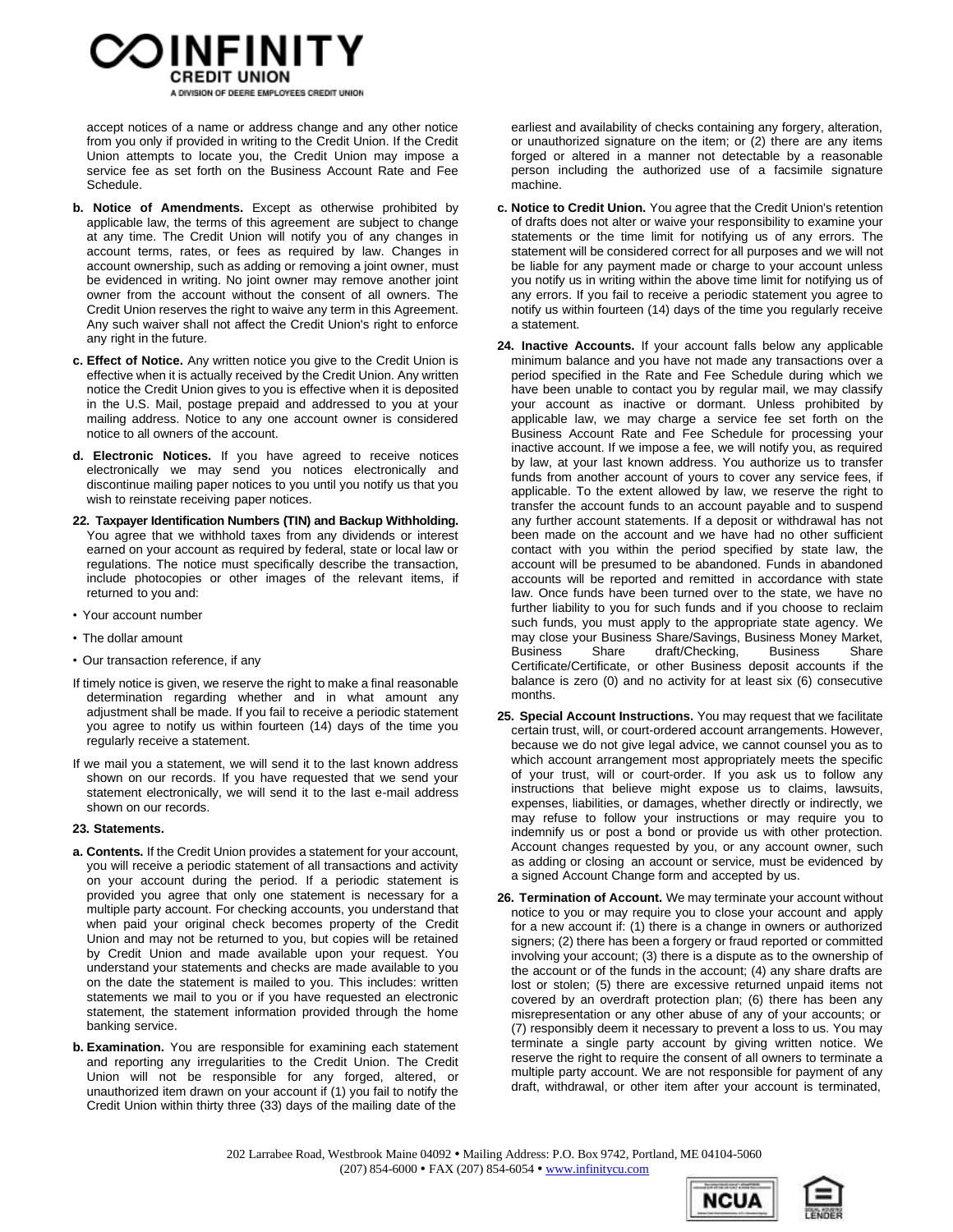accept notices of a name or address change and any other notice from you only if provided in writing to the Credit Union. If the Credit Union attempts to locate you, the Credit Union may impose a service fee as set forth on the Business Account Rate and Fee Schedule.

**b. Notice of Amendments.** Except as otherwise prohibited by applicable law, the terms of this agreement are subject to change at any time. The Credit Union will notify you of any changes in account terms, rates, or fees as required by law. Changes in account ownership, such as adding or removing a joint owner, must be evidenced in writing. No joint owner may remove another joint owner from the account without the consent of all owners. The Credit Union reserves the right to waive any term in this Agreement. Any such waiver shall not affect the Credit Union's right to enforce any right in the future.

**c. Effect of Notice.** Any written notice you give to the Credit Union is effective when it is actually received by the Credit Union. Any written notice the Credit Union gives to you is effective when it is deposited in the U.S. Mail, postage prepaid and addressed to you at your mailing address. Notice to any one account owner is considered notice to all owners of the account.

**d. Electronic Notices.** If you have agreed to receive notices electronically we may send you notices electronically and discontinue mailing paper notices to you until you notify us that you wish to reinstate receiving paper notices.

**22. Taxpayer Identification Numbers (TIN) and Backup Withholding.** You agree that we withhold taxes from any dividends or interest earned on your account as required by federal, state or local law or regulations. The notice must specifically describe the transaction, include photocopies or other images of the relevant items, if returned to you and:

- Your account number
- The dollar amount
- Our transaction reference, if any

If timely notice is given, we reserve the right to make a final reasonable determination regarding whether and in what amount any adjustment shall be made. If you fail to receive a periodic statement you agree to notify us within fourteen (14) days of the time you regularly receive a statement.

If we mail you a statement, we will send it to the last known address shown on our records. If you have requested that we send your statement electronically, we will send it to the last e-mail address shown on our records.

**23. Statements.**

**a. Contents.** If the Credit Union provides a statement for your account, you will receive a periodic statement of all transactions and activity on your account during the period. If a periodic statement is provided you agree that only one statement is necessary for a multiple party account. For checking accounts, you understand that when paid your original check becomes property of the Credit Union and may not be returned to you, but copies will be retained by Credit Union and made available upon your request. You understand your statements and checks are made available to you on the date the statement is mailed to you. This includes: written statements we mail to you or if you have requested an electronic statement, the statement information provided through the home banking service.

**b. Examination.** You are responsible for examining each statement and reporting any irregularities to the Credit Union. The Credit Union will not be responsible for any forged, altered, or unauthorized item drawn on your account if (1) you fail to notify the Credit Union within thirty three (33) days of the mailing date of the earliest and availability of checks containing any forgery, alteration, or unauthorized signature on the item; or (2) there are any items forged or altered in a manner not detectable by a reasonable person including the authorized use of a facsimile signature machine.

**c. Notice to Credit Union.** You agree that the Credit Union's retention of drafts does not alter or waive your responsibility to examine your statements or the time limit for notifying us of any errors. The statement will be considered correct for all purposes and we will not be liable for any payment made or charge to your account unless you notify us in writing within the above time limit for notifying us of any errors. If you fail to receive a periodic statement you agree to notify us within fourteen (14) days of the time you regularly receive a statement.

**24. Inactive Accounts.** If your account falls below any applicable minimum balance and you have not made any transactions over a period specified in the Rate and Fee Schedule during which we have been unable to contact you by regular mail, we may classify your account as inactive or dormant. Unless prohibited by applicable law, we may charge a service fee set forth on the Business Account Rate and Fee Schedule for processing your inactive account. If we impose a fee, we will notify you, as required by law, at your last known address. You authorize us to transfer funds from another account of yours to cover any service fees, if applicable. To the extent allowed by law, we reserve the right to transfer the account funds to an account payable and to suspend any further account statements. If a deposit or withdrawal has not been made on the account and we have had no other sufficient contact with you within the period specified by state law, the account will be presumed to be abandoned. Funds in abandoned accounts will be reported and remitted in accordance with state law. Once funds have been turned over to the state, we have no further liability to you for such funds and if you choose to reclaim such funds, you must apply to the appropriate state agency. We may close your Business Share/Savings, Business Money Market, Business Share draft/Checking, Business Share Certificate/Certificate, or other Business deposit accounts if the balance is zero (0) and no activity for at least six (6) consecutive months.

**25. Special Account Instructions.** You may request that we facilitate certain trust, will, or court-ordered account arrangements. However, because we do not give legal advice, we cannot counsel you as to which account arrangement most appropriately meets the specific of your trust, will or court-order. If you ask us to follow any instructions that believe might expose us to claims, lawsuits, expenses, liabilities, or damages, whether directly or indirectly, we may refuse to follow your instructions or may require you to indemnify us or post a bond or provide us with other protection. Account changes requested by you, or any account owner, such as adding or closing an account or service, must be evidenced by a signed Account Change form and accepted by us.

**26. Termination of Account.** We may terminate your account without notice to you or may require you to close your account and apply for a new account if: (1) there is a change in owners or authorized signers; (2) there has been a forgery or fraud reported or committed involving your account; (3) there is a dispute as to the ownership of the account or of the funds in the account; (4) any share drafts are lost or stolen; (5) there are excessive returned unpaid items not covered by an overdraft protection plan; (6) there has been any misrepresentation or any other abuse of any of your accounts; or (7) responsibly deem it necessary to prevent a loss to us. You may terminate a single party account by giving written notice. We reserve the right to require the consent of all owners to terminate a multiple party account. We are not responsible for payment of any draft, withdrawal, or other item after your account is terminated,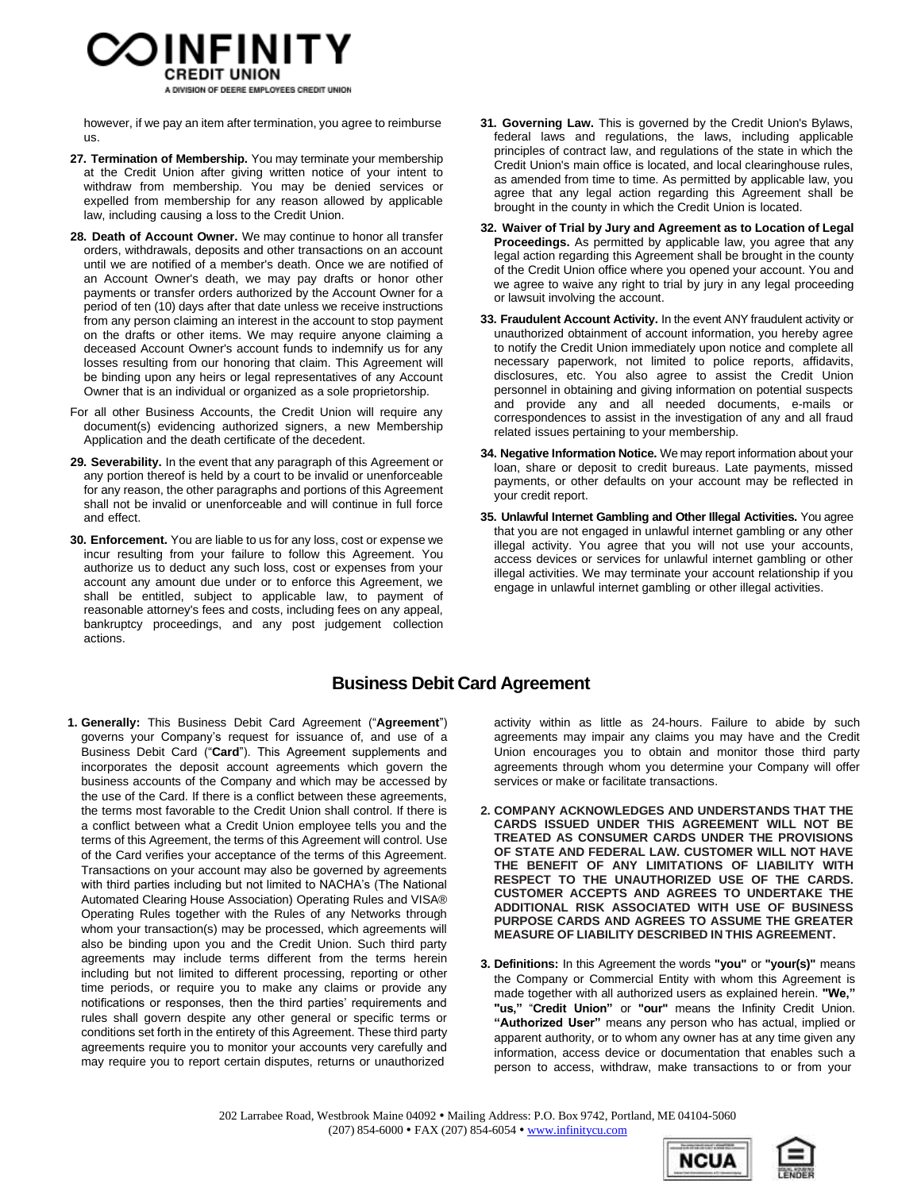however, if we pay an item after termination, you agree to reimburse us.

**27. Termination of Membership.** You may terminate your membership at the Credit Union after giving written notice of your intent to withdraw from membership. You may be denied services or expelled from membership for any reason allowed by applicable law, including causing a loss to the Credit Union.

**28. Death of Account Owner.** We may continue to honor all transfer orders, withdrawals, deposits and other transactions on an account until we are notified of a member's death. Once we are notified of an Account Owner's death, we may pay drafts or honor other payments or transfer orders authorized by the Account Owner for a period of ten (10) days after that date unless we receive instructions from any person claiming an interest in the account to stop payment on the drafts or other items. We may require anyone claiming a deceased Account Owner's account funds to indemnify us for any losses resulting from our honoring that claim. This Agreement will be binding upon any heirs or legal representatives of any Account Owner that is an individual or organized as a sole proprietorship.

For all other Business Accounts, the Credit Union will require any document(s) evidencing authorized signers, a new Membership Application and the death certificate of the decedent.

**29. Severability.** In the event that any paragraph of this Agreement or any portion thereof is held by a court to be invalid or unenforceable for any reason, the other paragraphs and portions of this Agreement shall not be invalid or unenforceable and will continue in full force and effect.

**30. Enforcement.** You are liable to us for any loss, cost or expense we incur resulting from your failure to follow this Agreement. You authorize us to deduct any such loss, cost or expenses from your account any amount due under or to enforce this Agreement, we shall be entitled, subject to applicable law, to payment of reasonable attorney's fees and costs, including fees on any appeal, bankruptcy proceedings, and any post judgement collection actions.

**31. Governing Law.** This is governed by the Credit Union's Bylaws, federal laws and regulations, the laws, including applicable principles of contract law, and regulations of the state in which the Credit Union's main office is located, and local clearinghouse rules, as amended from time to time. As permitted by applicable law, you agree that any legal action regarding this Agreement shall be brought in the county in which the Credit Union is located.

**32. Waiver of Trial by Jury and Agreement as to Location of Legal Proceedings.** As permitted by applicable law, you agree that any legal action regarding this Agreement shall be brought in the county of the Credit Union office where you opened your account. You and we agree to waive any right to trial by jury in any legal proceeding or lawsuit involving the account.

**33. Fraudulent Account Activity.** In the event ANY fraudulent activity or unauthorized obtainment of account information, you hereby agree to notify the Credit Union immediately upon notice and complete all necessary paperwork, not limited to police reports, affidavits, disclosures, etc. You also agree to assist the Credit Union personnel in obtaining and giving information on potential suspects and provide any and all needed documents, e-mails or correspondences to assist in the investigation of any and all fraud related issues pertaining to your membership.

**34. Negative Information Notice.** We may report information about your loan, share or deposit to credit bureaus. Late payments, missed payments, or other defaults on your account may be reflected in your credit report.

**35. Unlawful Internet Gambling and Other Illegal Activities.** You agree that you are not engaged in unlawful internet gambling or any other illegal activity. You agree that you will not use your accounts, access devices or services for unlawful internet gambling or other illegal activities. We may terminate your account relationship if you engage in unlawful internet gambling or other illegal activities.

## Business Debit Card Agreement

**1. Generally:** This Business Debit Card Agreement ("**Agreement**") governs your Company's request for issuance of, and use of a Business Debit Card ("**Card**"). This Agreement supplements and incorporates the deposit account agreements which govern the business accounts of the Company and which may be accessed by the use of the Card. If there is a conflict between these agreements, the terms most favorable to the Credit Union shall control. If there is a conflict between what a Credit Union employee tells you and the terms of this Agreement, the terms of this Agreement will control. Use of the Card verifies your acceptance of the terms of this Agreement. Transactions on your account may also be governed by agreements with third parties including but not limited to NACHA's (The National Automated Clearing House Association) Operating Rules and VISA® Operating Rules together with the Rules of any Networks through whom your transaction(s) may be processed, which agreements will also be binding upon you and the Credit Union. Such third party agreements may include terms different from the terms herein including but not limited to different processing, reporting or other time periods, or require you to make any claims or provide any notifications or responses, then the third parties' requirements and rules shall govern despite any other general or specific terms or conditions set forth in the entirety of this Agreement. These third party agreements require you to monitor your accounts very carefully and may require you to report certain disputes, returns or unauthorized activity within as little as 24-hours. Failure to abide by such agreements may impair any claims you may have and the Credit Union encourages you to obtain and monitor those third party agreements through whom you determine your Company will offer services or make or facilitate transactions.

**2. COMPANY ACKNOWLEDGES AND UNDERSTANDS THAT THE CARDS ISSUED UNDER THIS AGREEMENT WILL NOT BE TREATED AS CONSUMER CARDS UNDER THE PROVISIONS OF STATE AND FEDERAL LAW. CUSTOMER WILL NOT HAVE THE BENEFIT OF ANY LIMITATIONS OF LIABILITY WITH RESPECT TO THE UNAUTHORIZED USE OF THE CARDS. CUSTOMER ACCEPTS AND AGREES TO UNDERTAKE THE ADDITIONAL RISK ASSOCIATED WITH USE OF BUSINESS PURPOSE CARDS AND AGREES TO ASSUME THE GREATER MEASURE OF LIABILITY DESCRIBED IN THIS AGREEMENT.**

**3. Definitions:** In this Agreement the words **"you"** or **"your(s)"** means the Company or Commercial Entity with whom this Agreement is made together with all authorized users as explained herein. **"We," "us,"** "**Credit Union"** or **"our"** means the Infinity Credit Union. **"Authorized User"** means any person who has actual, implied or apparent authority, or to whom any owner has at any time given any information, access device or documentation that enables such a person to access, withdraw, make transactions to or from your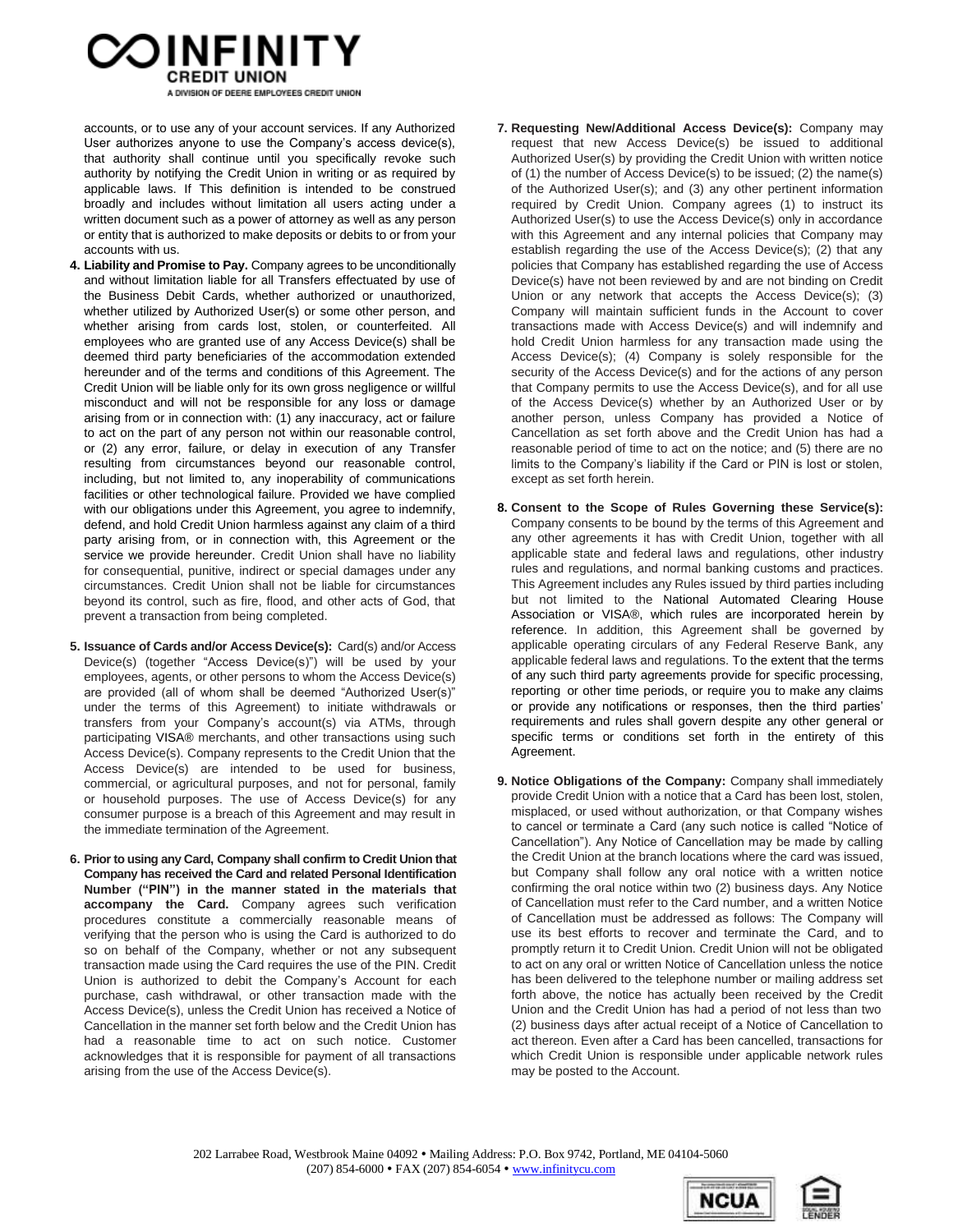accounts, or to use any of your account services. If any Authorized User authorizes anyone to use the Company's access device(s), that authority shall continue until you specifically revoke such authority by notifying the Credit Union in writing or as required by applicable laws. If This definition is intended to be construed broadly and includes without limitation all users acting under a written document such as a power of attorney as well as any person or entity that is authorized to make deposits or debits to or from your accounts with us.

4. **Liability and Promise to Pay.** Company agrees to be unconditionally and without limitation liable for all Transfers effectuated by use of the Business Debit Cards, whether authorized or unauthorized, whether utilized by Authorized User(s) or some other person, and whether arising from cards lost, stolen, or counterfeited. All employees who are granted use of any Access Device(s) shall be deemed third party beneficiaries of the accommodation extended hereunder and of the terms and conditions of this Agreement. The Credit Union will be liable only for its own gross negligence or willful misconduct and will not be responsible for any loss or damage arising from or in connection with: (1) any inaccuracy, act or failure to act on the part of any person not within our reasonable control, or (2) any error, failure, or delay in execution of any Transfer resulting from circumstances beyond our reasonable control, including, but not limited to, any inoperability of communications facilities or other technological failure. Provided we have complied with our obligations under this Agreement, you agree to indemnify, defend, and hold Credit Union harmless against any claim of a third party arising from, or in connection with, this Agreement or the service we provide hereunder. Credit Union shall have no liability for consequential, punitive, indirect or special damages under any circumstances. Credit Union shall not be liable for circumstances beyond its control, such as fire, flood, and other acts of God, that prevent a transaction from being completed.

5. **Issuance of Cards and/or Access Device(s):** Card(s) and/or Access Device(s) (together "Access Device(s)") will be used by your employees, agents, or other persons to whom the Access Device(s) are provided (all of whom shall be deemed "Authorized User(s)" under the terms of this Agreement) to initiate withdrawals or transfers from your Company's account(s) via ATMs, through participating VISA® merchants, and other transactions using such Access Device(s). Company represents to the Credit Union that the Access Device(s) are intended to be used for business, commercial, or agricultural purposes, and not for personal, family or household purposes. The use of Access Device(s) for any consumer purpose is a breach of this Agreement and may result in the immediate termination of the Agreement.

6. **Prior to using any Card, Company shall confirm to Credit Union that Company has received the Card and related Personal Identification Number ("PIN") in the manner stated in the materials that accompany the Card.** Company agrees such verification procedures constitute a commercially reasonable means of verifying that the person who is using the Card is authorized to do so on behalf of the Company, whether or not any subsequent transaction made using the Card requires the use of the PIN. Credit Union is authorized to debit the Company's Account for each purchase, cash withdrawal, or other transaction made with the Access Device(s), unless the Credit Union has received a Notice of Cancellation in the manner set forth below and the Credit Union has had a reasonable time to act on such notice. Customer acknowledges that it is responsible for payment of all transactions arising from the use of the Access Device(s).

7. **Requesting New/Additional Access Device(s):** Company may request that new Access Device(s) be issued to additional Authorized User(s) by providing the Credit Union with written notice of (1) the number of Access Device(s) to be issued; (2) the name(s) of the Authorized User(s); and (3) any other pertinent information required by Credit Union. Company agrees (1) to instruct its Authorized User(s) to use the Access Device(s) only in accordance with this Agreement and any internal policies that Company may establish regarding the use of the Access Device(s); (2) that any policies that Company has established regarding the use of Access Device(s) have not been reviewed by and are not binding on Credit Union or any network that accepts the Access Device(s); (3) Company will maintain sufficient funds in the Account to cover transactions made with Access Device(s) and will indemnify and hold Credit Union harmless for any transaction made using the Access Device(s); (4) Company is solely responsible for the security of the Access Device(s) and for the actions of any person that Company permits to use the Access Device(s), and for all use of the Access Device(s) whether by an Authorized User or by another person, unless Company has provided a Notice of Cancellation as set forth above and the Credit Union has had a reasonable period of time to act on the notice; and (5) there are no limits to the Company's liability if the Card or PIN is lost or stolen, except as set forth herein.

8. **Consent to the Scope of Rules Governing these Service(s):** Company consents to be bound by the terms of this Agreement and any other agreements it has with Credit Union, together with all applicable state and federal laws and regulations, other industry rules and regulations, and normal banking customs and practices. This Agreement includes any Rules issued by third parties including but not limited to the National Automated Clearing House Association or VISA®, which rules are incorporated herein by reference. In addition, this Agreement shall be governed by applicable operating circulars of any Federal Reserve Bank, any applicable federal laws and regulations. To the extent that the terms of any such third party agreements provide for specific processing, reporting or other time periods, or require you to make any claims or provide any notifications or responses, then the third parties' requirements and rules shall govern despite any other general or specific terms or conditions set forth in the entirety of this Agreement.

9. **Notice Obligations of the Company:** Company shall immediately provide Credit Union with a notice that a Card has been lost, stolen, misplaced, or used without authorization, or that Company wishes to cancel or terminate a Card (any such notice is called "Notice of Cancellation"). Any Notice of Cancellation may be made by calling the Credit Union at the branch locations where the card was issued, but Company shall follow any oral notice with a written notice confirming the oral notice within two (2) business days. Any Notice of Cancellation must refer to the Card number, and a written Notice of Cancellation must be addressed as follows: The Company will use its best efforts to recover and terminate the Card, and to promptly return it to Credit Union. Credit Union will not be obligated to act on any oral or written Notice of Cancellation unless the notice has been delivered to the telephone number or mailing address set forth above, the notice has actually been received by the Credit Union and the Credit Union has had a period of not less than two (2) business days after actual receipt of a Notice of Cancellation to act thereon. Even after a Card has been cancelled, transactions for which Credit Union is responsible under applicable network rules may be posted to the Account.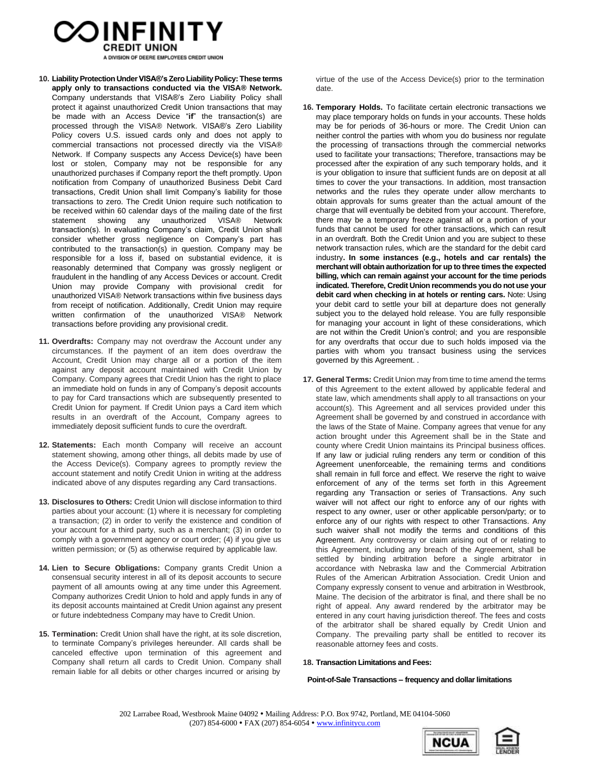**10. Liability Protection Under VISA®'s Zero Liability Policy: These terms apply only to transactions conducted via the VISA® Network.** Company understands that VISA®'s Zero Liability Policy shall protect it against unauthorized Credit Union transactions that may be made with an Access Device "**if**" the transaction(s) are processed through the VISA® Network. VISA®'s Zero Liability Policy covers U.S. issued cards only and does not apply to commercial transactions not processed directly via the VISA® Network. If Company suspects any Access Device(s) have been lost or stolen, Company may not be responsible for any unauthorized purchases if Company report the theft promptly. Upon notification from Company of unauthorized Business Debit Card transactions, Credit Union shall limit Company's liability for those transactions to zero. The Credit Union require such notification to be received within 60 calendar days of the mailing date of the first statement showing any unauthorized VISA® Network transaction(s). In evaluating Company's claim, Credit Union shall consider whether gross negligence on Company's part has contributed to the transaction(s) in question. Company may be responsible for a loss if, based on substantial evidence, it is reasonably determined that Company was grossly negligent or fraudulent in the handling of any Access Devices or account. Credit Union may provide Company with provisional credit for unauthorized VISA® Network transactions within five business days from receipt of notification. Additionally, Credit Union may require written confirmation of the unauthorized VISA® Network transactions before providing any provisional credit.

**11. Overdrafts:** Company may not overdraw the Account under any circumstances. If the payment of an item does overdraw the Account, Credit Union may charge all or a portion of the item against any deposit account maintained with Credit Union by Company. Company agrees that Credit Union has the right to place an immediate hold on funds in any of Company's deposit accounts to pay for Card transactions which are subsequently presented to Credit Union for payment. If Credit Union pays a Card item which results in an overdraft of the Account, Company agrees to immediately deposit sufficient funds to cure the overdraft.

**12. Statements:** Each month Company will receive an account statement showing, among other things, all debits made by use of the Access Device(s). Company agrees to promptly review the account statement and notify Credit Union in writing at the address indicated above of any disputes regarding any Card transactions.

**13. Disclosures to Others:** Credit Union will disclose information to third parties about your account: (1) where it is necessary for completing a transaction; (2) in order to verify the existence and condition of your account for a third party, such as a merchant; (3) in order to comply with a government agency or court order; (4) if you give us written permission; or (5) as otherwise required by applicable law.

**14. Lien to Secure Obligations:** Company grants Credit Union a consensual security interest in all of its deposit accounts to secure payment of all amounts owing at any time under this Agreement. Company authorizes Credit Union to hold and apply funds in any of its deposit accounts maintained at Credit Union against any present or future indebtedness Company may have to Credit Union.

**15. Termination:** Credit Union shall have the right, at its sole discretion, to terminate Company's privileges hereunder. All cards shall be canceled effective upon termination of this agreement and Company shall return all cards to Credit Union. Company shall remain liable for all debits or other charges incurred or arising by virtue of the use of the Access Device(s) prior to the termination date.

**16. Temporary Holds.** To facilitate certain electronic transactions we may place temporary holds on funds in your accounts. These holds may be for periods of 36-hours or more. The Credit Union can neither control the parties with whom you do business nor regulate the processing of transactions through the commercial networks used to facilitate your transactions; Therefore, transactions may be processed after the expiration of any such temporary holds, and it is your obligation to insure that sufficient funds are on deposit at all times to cover the your transactions. In addition, most transaction networks and the rules they operate under allow merchants to obtain approvals for sums greater than the actual amount of the charge that will eventually be debited from your account. Therefore, there may be a temporary freeze against all or a portion of your funds that cannot be used for other transactions, which can result in an overdraft. Both the Credit Union and you are subject to these network transaction rules, which are the standard for the debit card industry**. In some instances (e.g., hotels and car rentals) the merchant will obtain authorization for up to three times the expected billing, which can remain against your account for the time periods indicated. Therefore, Credit Union recommends you do not use your debit card when checking in at hotels or renting cars.** Note: Using your debit card to settle your bill at departure does not generally subject you to the delayed hold release. You are fully responsible for managing your account in light of these considerations, which are not within the Credit Union's control; and you are responsible for any overdrafts that occur due to such holds imposed via the parties with whom you transact business using the services governed by this Agreement. .

**17. General Terms:** Credit Union may from time to time amend the terms of this Agreement to the extent allowed by applicable federal and state law, which amendments shall apply to all transactions on your account(s). This Agreement and all services provided under this Agreement shall be governed by and construed in accordance with the laws of the State of Maine. Company agrees that venue for any action brought under this Agreement shall be in the State and county where Credit Union maintains its Principal business offices. If any law or judicial ruling renders any term or condition of this Agreement unenforceable, the remaining terms and conditions shall remain in full force and effect. We reserve the right to waive enforcement of any of the terms set forth in this Agreement regarding any Transaction or series of Transactions. Any such waiver will not affect our right to enforce any of our rights with respect to any owner, user or other applicable person/party; or to enforce any of our rights with respect to other Transactions. Any such waiver shall not modify the terms and conditions of this Agreement. Any controversy or claim arising out of or relating to this Agreement, including any breach of the Agreement, shall be settled by binding arbitration before a single arbitrator in accordance with Nebraska law and the Commercial Arbitration Rules of the American Arbitration Association. Credit Union and Company expressly consent to venue and arbitration in Westbrook, Maine. The decision of the arbitrator is final, and there shall be no right of appeal. Any award rendered by the arbitrator may be entered in any court having jurisdiction thereof. The fees and costs of the arbitrator shall be shared equally by Credit Union and Company. The prevailing party shall be entitled to recover its reasonable attorney fees and costs.

**18. Transaction Limitations and Fees:**

**Point-of-Sale Transactions – frequency and dollar limitations**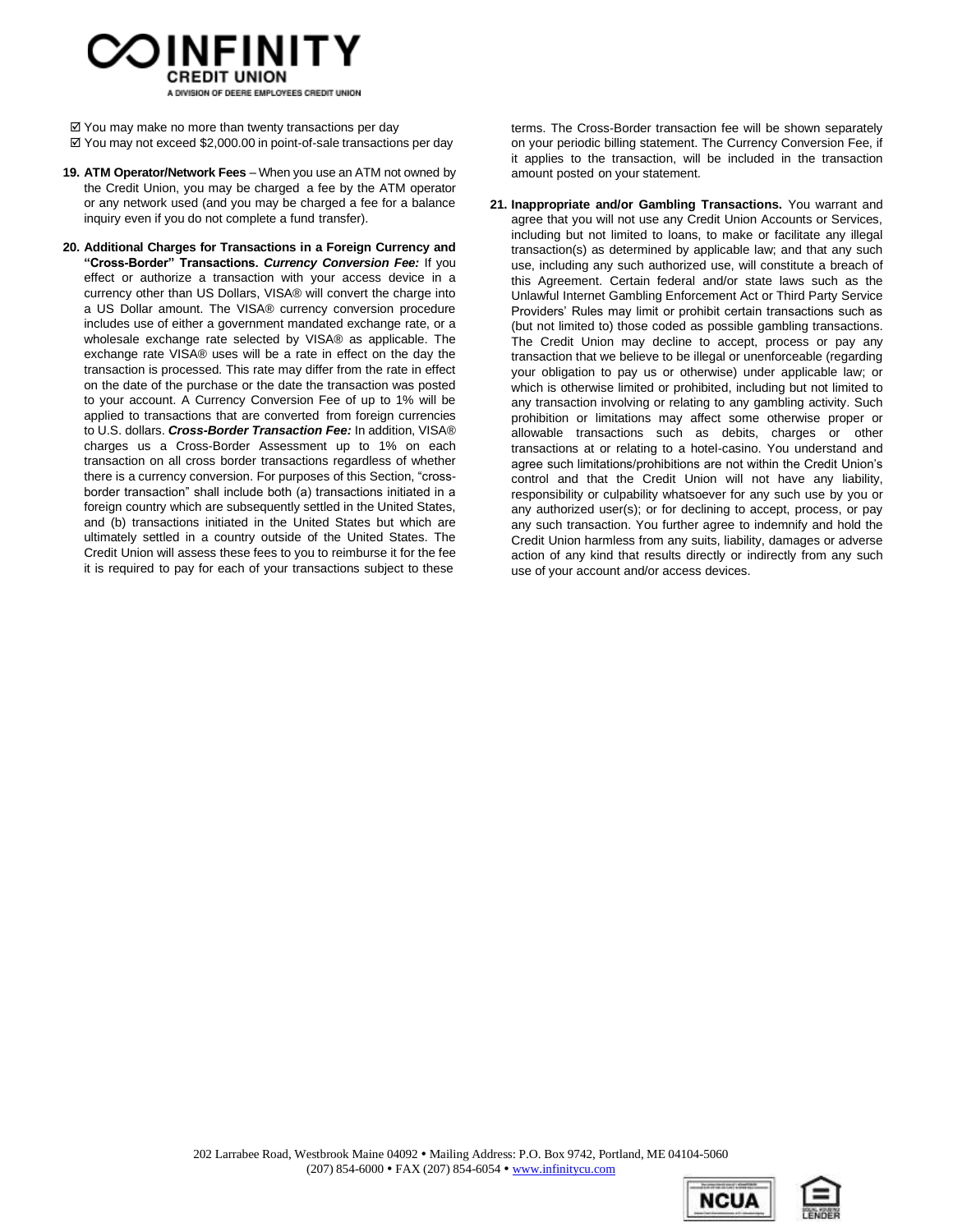☑ You may make no more than twenty transactions per day
☑ You may not exceed $2,000.00 in point-of-sale transactions per day

**19. ATM Operator/Network Fees** – When you use an ATM not owned by the Credit Union, you may be charged a fee by the ATM operator or any network used (and you may be charged a fee for a balance inquiry even if you do not complete a fund transfer).

**20. Additional Charges for Transactions in a Foreign Currency and "Cross-Border" Transactions.** ***Currency Conversion Fee:*** If you effect or authorize a transaction with your access device in a currency other than US Dollars, VISA® will convert the charge into a US Dollar amount. The VISA® currency conversion procedure includes use of either a government mandated exchange rate, or a wholesale exchange rate selected by VISA® as applicable. The exchange rate VISA® uses will be a rate in effect on the day the transaction is processed. This rate may differ from the rate in effect on the date of the purchase or the date the transaction was posted to your account. A Currency Conversion Fee of up to 1% will be applied to transactions that are converted from foreign currencies to U.S. dollars. ***Cross-Border Transaction Fee:*** In addition, VISA® charges us a Cross-Border Assessment up to 1% on each transaction on all cross border transactions regardless of whether there is a currency conversion. For purposes of this Section, "cross-border transaction" shall include both (a) transactions initiated in a foreign country which are subsequently settled in the United States, and (b) transactions initiated in the United States but which are ultimately settled in a country outside of the United States. The Credit Union will assess these fees to you to reimburse it for the fee it is required to pay for each of your transactions subject to these terms. The Cross-Border transaction fee will be shown separately on your periodic billing statement. The Currency Conversion Fee, if it applies to the transaction, will be included in the transaction amount posted on your statement.

**21. Inappropriate and/or Gambling Transactions.** You warrant and agree that you will not use any Credit Union Accounts or Services, including but not limited to loans, to make or facilitate any illegal transaction(s) as determined by applicable law; and that any such use, including any such authorized use, will constitute a breach of this Agreement. Certain federal and/or state laws such as the Unlawful Internet Gambling Enforcement Act or Third Party Service Providers' Rules may limit or prohibit certain transactions such as (but not limited to) those coded as possible gambling transactions. The Credit Union may decline to accept, process or pay any transaction that we believe to be illegal or unenforceable (regarding your obligation to pay us or otherwise) under applicable law; or which is otherwise limited or prohibited, including but not limited to any transaction involving or relating to any gambling activity. Such prohibition or limitations may affect some otherwise proper or allowable transactions such as debits, charges or other transactions at or relating to a hotel-casino. You understand and agree such limitations/prohibitions are not within the Credit Union's control and that the Credit Union will not have any liability, responsibility or culpability whatsoever for any such use by you or any authorized user(s); or for declining to accept, process, or pay any such transaction. You further agree to indemnify and hold the Credit Union harmless from any suits, liability, damages or adverse action of any kind that results directly or indirectly from any such use of your account and/or access devices.